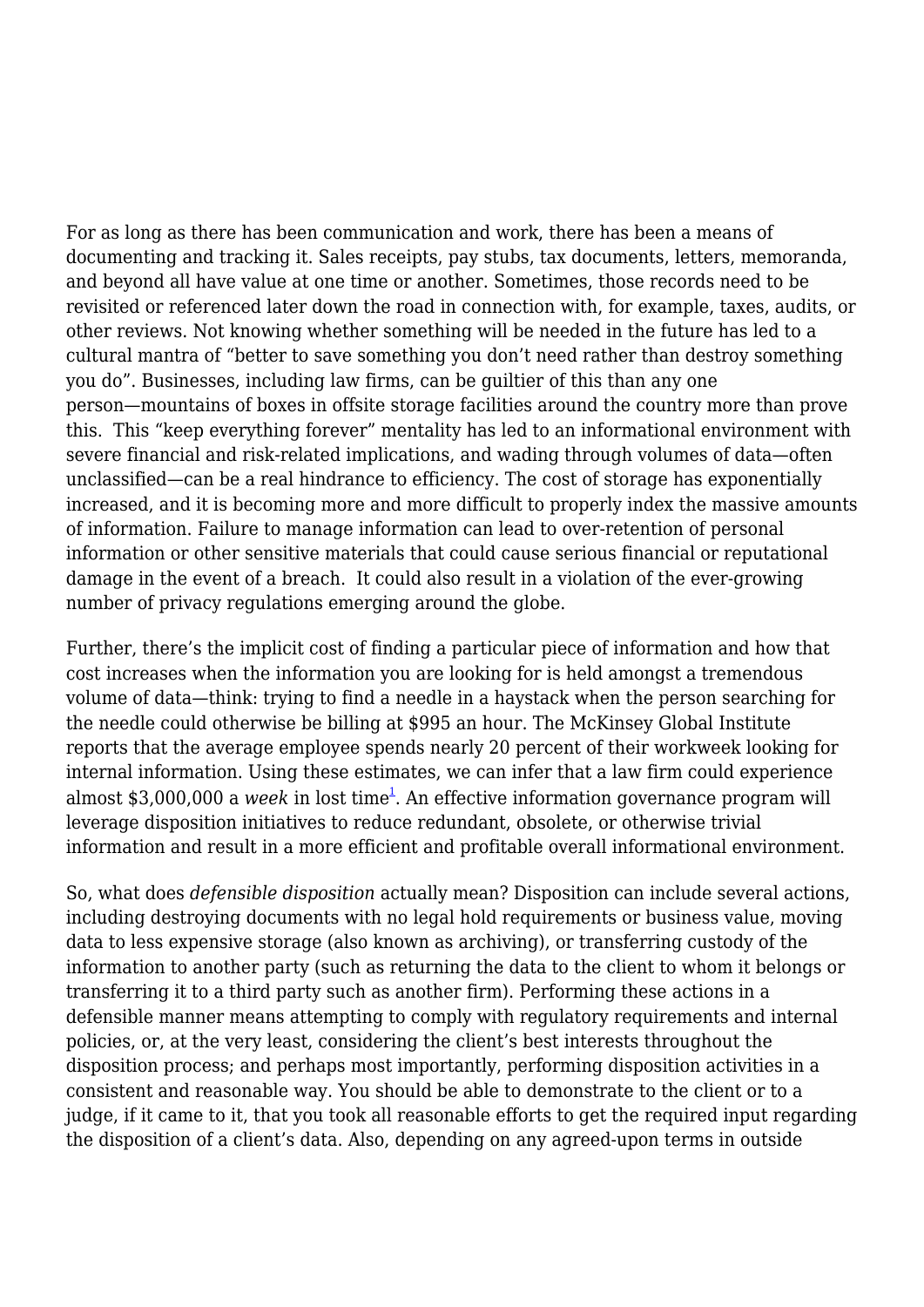For as long as there has been communication and work, there has been a means of documenting and tracking it. Sales receipts, pay stubs, tax documents, letters, memoranda, and beyond all have value at one time or another. Sometimes, those records need to be revisited or referenced later down the road in connection with, for example, taxes, audits, or other reviews. Not knowing whether something will be needed in the future has led to a cultural mantra of "better to save something you don't need rather than destroy something you do". Businesses, including law firms, can be guiltier of this than any one person—mountains of boxes in offsite storage facilities around the country more than prove this. This "keep everything forever" mentality has led to an informational environment with severe financial and risk-related implications, and wading through volumes of data—often unclassified—can be a real hindrance to efficiency. The cost of storage has exponentially increased, and it is becoming more and more difficult to properly index the massive amounts of information. Failure to manage information can lead to over-retention of personal information or other sensitive materials that could cause serious financial or reputational damage in the event of a breach. It could also result in a violation of the ever-growing number of privacy regulations emerging around the globe.

Further, there's the implicit cost of finding a particular piece of information and how that cost increases when the information you are looking for is held amongst a tremendous volume of data—think: trying to find a needle in a haystack when the person searching for the needle could otherwise be billing at $995 an hour. The McKinsey Global Institute reports that the average employee spends nearly 20 percent of their workweek looking for internal information. Using these estimates, we can infer that a law firm could experience almost $3,000,000 a *week* in lost time[1]. An effective information governance program will leverage disposition initiatives to reduce redundant, obsolete, or otherwise trivial information and result in a more efficient and profitable overall informational environment.

So, what does *defensible disposition* actually mean? Disposition can include several actions, including destroying documents with no legal hold requirements or business value, moving data to less expensive storage (also known as archiving), or transferring custody of the information to another party (such as returning the data to the client to whom it belongs or transferring it to a third party such as another firm). Performing these actions in a defensible manner means attempting to comply with regulatory requirements and internal policies, or, at the very least, considering the client's best interests throughout the disposition process; and perhaps most importantly, performing disposition activities in a consistent and reasonable way. You should be able to demonstrate to the client or to a judge, if it came to it, that you took all reasonable efforts to get the required input regarding the disposition of a client's data. Also, depending on any agreed-upon terms in outside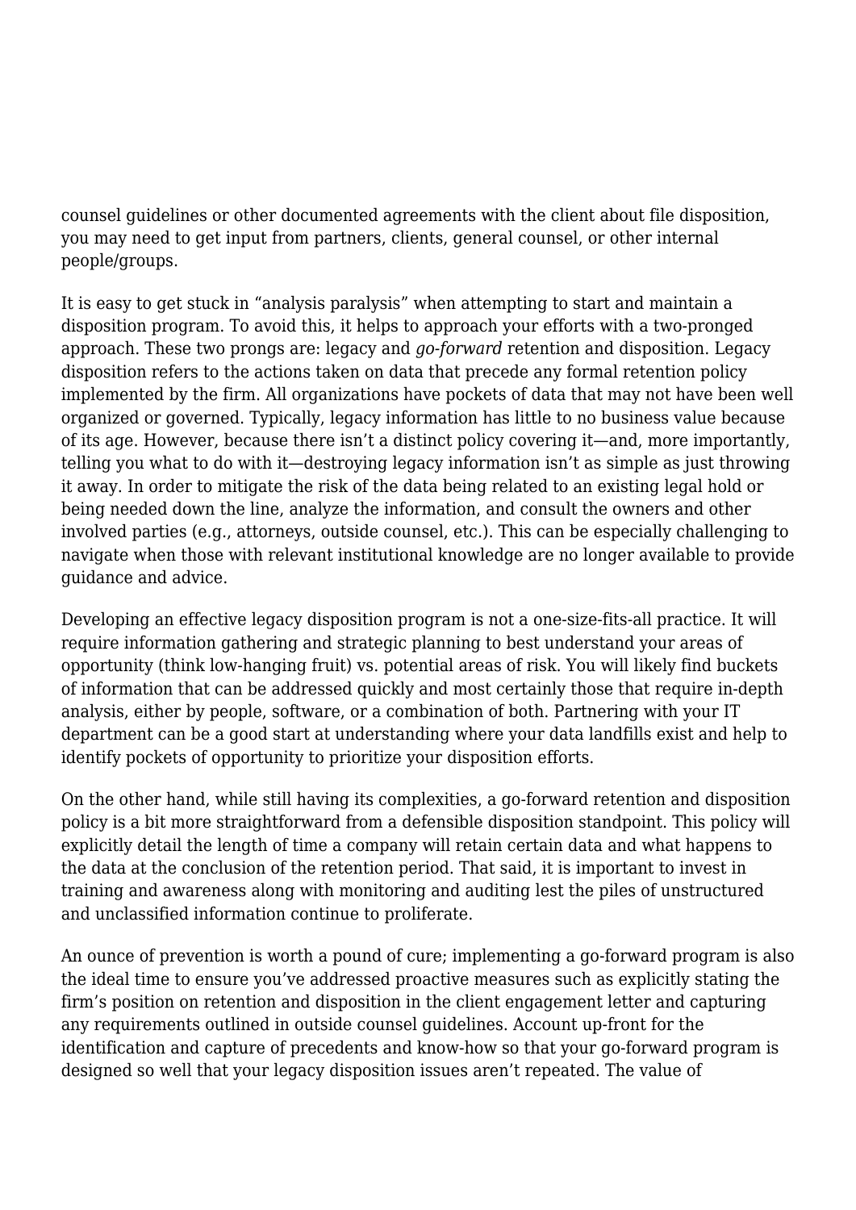counsel guidelines or other documented agreements with the client about file disposition, you may need to get input from partners, clients, general counsel, or other internal people/groups.

It is easy to get stuck in "analysis paralysis" when attempting to start and maintain a disposition program. To avoid this, it helps to approach your efforts with a two-pronged approach. These two prongs are: legacy and *go-forward* retention and disposition. Legacy disposition refers to the actions taken on data that precede any formal retention policy implemented by the firm. All organizations have pockets of data that may not have been well organized or governed. Typically, legacy information has little to no business value because of its age. However, because there isn't a distinct policy covering it—and, more importantly, telling you what to do with it—destroying legacy information isn't as simple as just throwing it away. In order to mitigate the risk of the data being related to an existing legal hold or being needed down the line, analyze the information, and consult the owners and other involved parties (e.g., attorneys, outside counsel, etc.). This can be especially challenging to navigate when those with relevant institutional knowledge are no longer available to provide guidance and advice.

Developing an effective legacy disposition program is not a one-size-fits-all practice. It will require information gathering and strategic planning to best understand your areas of opportunity (think low-hanging fruit) vs. potential areas of risk. You will likely find buckets of information that can be addressed quickly and most certainly those that require in-depth analysis, either by people, software, or a combination of both. Partnering with your IT department can be a good start at understanding where your data landfills exist and help to identify pockets of opportunity to prioritize your disposition efforts.

On the other hand, while still having its complexities, a go-forward retention and disposition policy is a bit more straightforward from a defensible disposition standpoint. This policy will explicitly detail the length of time a company will retain certain data and what happens to the data at the conclusion of the retention period. That said, it is important to invest in training and awareness along with monitoring and auditing lest the piles of unstructured and unclassified information continue to proliferate.

An ounce of prevention is worth a pound of cure; implementing a go-forward program is also the ideal time to ensure you've addressed proactive measures such as explicitly stating the firm's position on retention and disposition in the client engagement letter and capturing any requirements outlined in outside counsel guidelines. Account up-front for the identification and capture of precedents and know-how so that your go-forward program is designed so well that your legacy disposition issues aren't repeated. The value of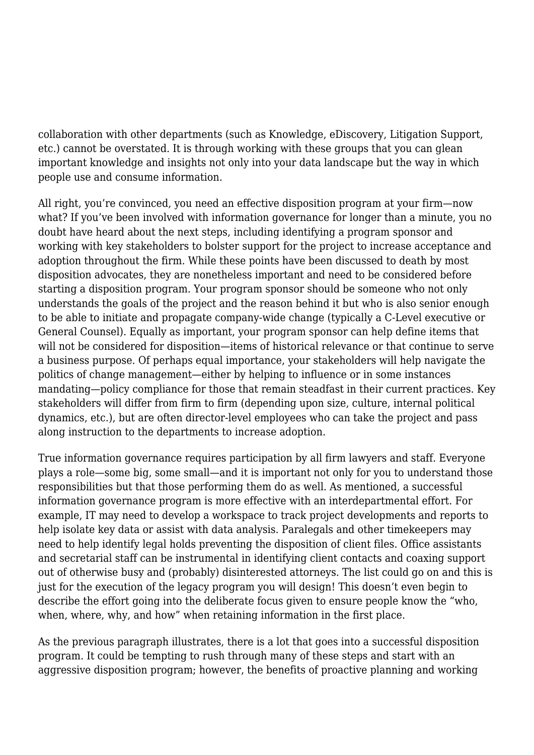collaboration with other departments (such as Knowledge, eDiscovery, Litigation Support, etc.) cannot be overstated. It is through working with these groups that you can glean important knowledge and insights not only into your data landscape but the way in which people use and consume information.

All right, you're convinced, you need an effective disposition program at your firm—now what? If you've been involved with information governance for longer than a minute, you no doubt have heard about the next steps, including identifying a program sponsor and working with key stakeholders to bolster support for the project to increase acceptance and adoption throughout the firm. While these points have been discussed to death by most disposition advocates, they are nonetheless important and need to be considered before starting a disposition program. Your program sponsor should be someone who not only understands the goals of the project and the reason behind it but who is also senior enough to be able to initiate and propagate company-wide change (typically a C-Level executive or General Counsel). Equally as important, your program sponsor can help define items that will not be considered for disposition—items of historical relevance or that continue to serve a business purpose. Of perhaps equal importance, your stakeholders will help navigate the politics of change management—either by helping to influence or in some instances mandating—policy compliance for those that remain steadfast in their current practices. Key stakeholders will differ from firm to firm (depending upon size, culture, internal political dynamics, etc.), but are often director-level employees who can take the project and pass along instruction to the departments to increase adoption.

True information governance requires participation by all firm lawyers and staff. Everyone plays a role—some big, some small—and it is important not only for you to understand those responsibilities but that those performing them do as well. As mentioned, a successful information governance program is more effective with an interdepartmental effort. For example, IT may need to develop a workspace to track project developments and reports to help isolate key data or assist with data analysis. Paralegals and other timekeepers may need to help identify legal holds preventing the disposition of client files. Office assistants and secretarial staff can be instrumental in identifying client contacts and coaxing support out of otherwise busy and (probably) disinterested attorneys. The list could go on and this is just for the execution of the legacy program you will design! This doesn't even begin to describe the effort going into the deliberate focus given to ensure people know the "who, when, where, why, and how" when retaining information in the first place.

As the previous paragraph illustrates, there is a lot that goes into a successful disposition program. It could be tempting to rush through many of these steps and start with an aggressive disposition program; however, the benefits of proactive planning and working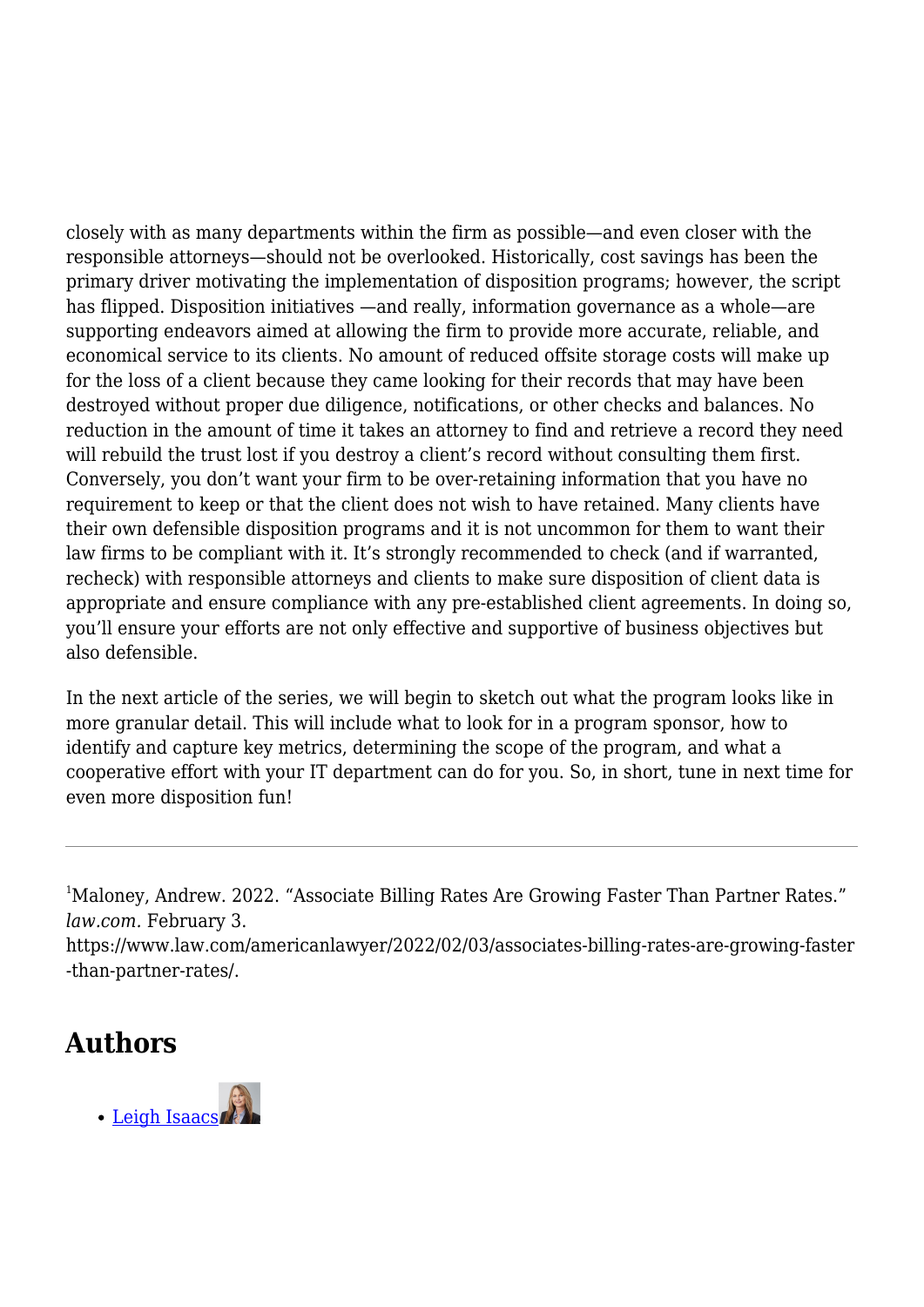closely with as many departments within the firm as possible—and even closer with the responsible attorneys—should not be overlooked. Historically, cost savings has been the primary driver motivating the implementation of disposition programs; however, the script has flipped. Disposition initiatives —and really, information governance as a whole—are supporting endeavors aimed at allowing the firm to provide more accurate, reliable, and economical service to its clients. No amount of reduced offsite storage costs will make up for the loss of a client because they came looking for their records that may have been destroyed without proper due diligence, notifications, or other checks and balances. No reduction in the amount of time it takes an attorney to find and retrieve a record they need will rebuild the trust lost if you destroy a client's record without consulting them first. Conversely, you don't want your firm to be over-retaining information that you have no requirement to keep or that the client does not wish to have retained. Many clients have their own defensible disposition programs and it is not uncommon for them to want their law firms to be compliant with it. It's strongly recommended to check (and if warranted, recheck) with responsible attorneys and clients to make sure disposition of client data is appropriate and ensure compliance with any pre-established client agreements. In doing so, you'll ensure your efforts are not only effective and supportive of business objectives but also defensible.

In the next article of the series, we will begin to sketch out what the program looks like in more granular detail. This will include what to look for in a program sponsor, how to identify and capture key metrics, determining the scope of the program, and what a cooperative effort with your IT department can do for you. So, in short, tune in next time for even more disposition fun!

---

[1]Maloney, Andrew. 2022. "Associate Billing Rates Are Growing Faster Than Partner Rates." *law.com.* February 3. https://www.law.com/americanlawyer/2022/02/03/associates-billing-rates-are-growing-faster-than-partner-rates/.

## Authors

- Leigh Isaacs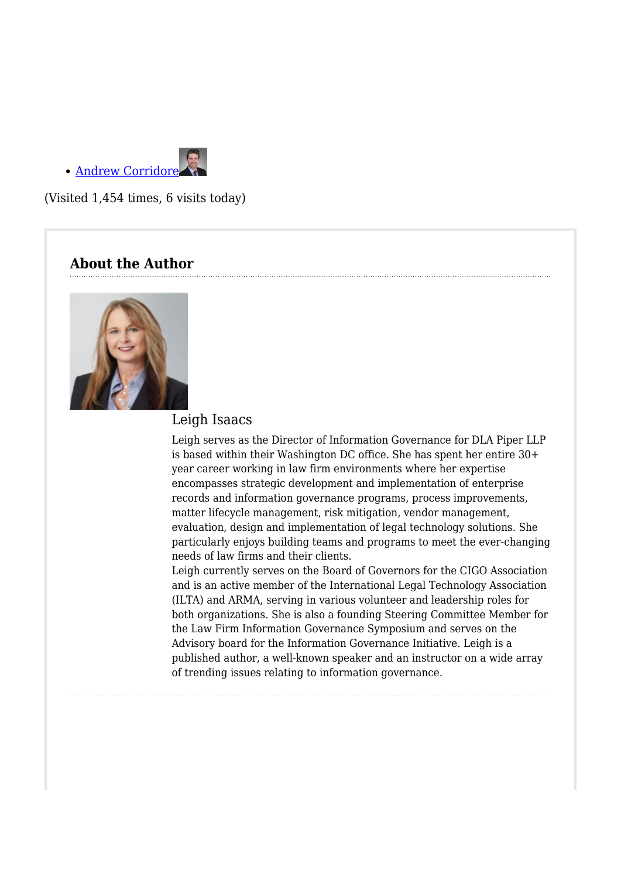- Andrew Corridore

(Visited 1,454 times, 6 visits today)

## About the Author

Leigh Isaacs

Leigh serves as the Director of Information Governance for DLA Piper LLP is based within their Washington DC office. She has spent her entire 30+ year career working in law firm environments where her expertise encompasses strategic development and implementation of enterprise records and information governance programs, process improvements, matter lifecycle management, risk mitigation, vendor management, evaluation, design and implementation of legal technology solutions. She particularly enjoys building teams and programs to meet the ever-changing needs of law firms and their clients.
Leigh currently serves on the Board of Governors for the CIGO Association and is an active member of the International Legal Technology Association (ILTA) and ARMA, serving in various volunteer and leadership roles for both organizations. She is also a founding Steering Committee Member for the Law Firm Information Governance Symposium and serves on the Advisory board for the Information Governance Initiative. Leigh is a published author, a well-known speaker and an instructor on a wide array of trending issues relating to information governance.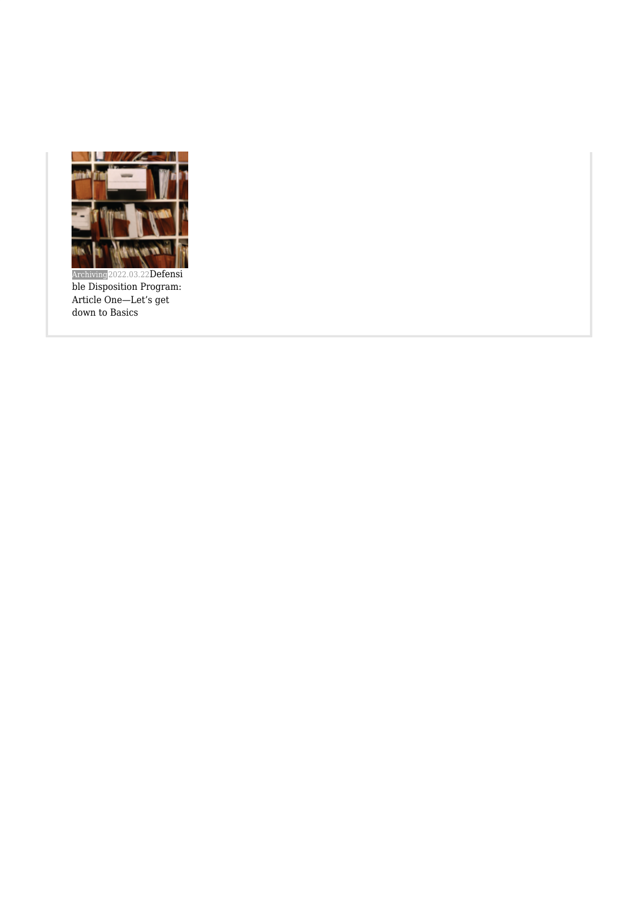Archiving 2022.03.22 Defensible Disposition Program: Article One—Let's get down to Basics